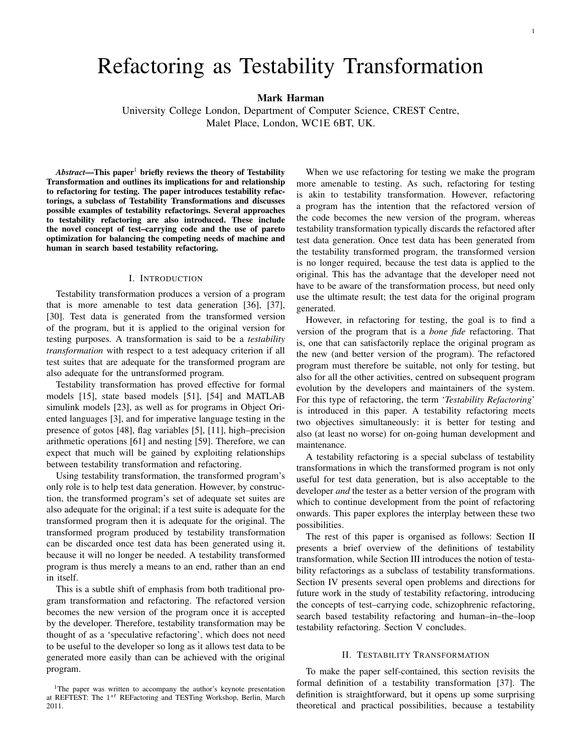# Refactoring as Testability Transformation

**Mark Harman**

University College London, Department of Computer Science, CREST Centre, Malet Place, London, WC1E 6BT, UK.

***Abstract*—This paper[1] briefly reviews the theory of Testability Transformation and outlines its implications for and relationship to refactoring for testing. The paper introduces testability refactorings, a subclass of Testability Transformations and discusses possible examples of testability refactorings. Several approaches to testability refactoring are also introduced. These include the novel concept of test–carrying code and the use of pareto optimization for balancing the competing needs of machine and human in search based testability refactoring.**

## I. Introduction

Testability transformation produces a version of a program that is more amenable to test data generation [36], [37], [30]. Test data is generated from the transformed version of the program, but it is applied to the original version for testing purposes. A transformation is said to be a *testability transformation* with respect to a test adequacy criterion if all test suites that are adequate for the transformed program are also adequate for the untransformed program.

Testability transformation has proved effective for formal models [15], state based models [51], [54] and MATLAB simulink models [23], as well as for programs in Object Oriented languages [3], and for imperative language testing in the presence of gotos [48], flag variables [5], [11], high–precision arithmetic operations [61] and nesting [59]. Therefore, we can expect that much will be gained by exploiting relationships between testability transformation and refactoring.

Using testability transformation, the transformed program's only role is to help test data generation. However, by construction, the transformed program's set of adequate set suites are also adequate for the original; if a test suite is adequate for the transformed program then it is adequate for the original. The transformed program produced by testability transformation can be discarded once test data has been generated using it, because it will no longer be needed. A testability transformed program is thus merely a means to an end, rather than an end in itself.

This is a subtle shift of emphasis from both traditional program transformation and refactoring. The refactored version becomes the new version of the program once it is accepted by the developer. Therefore, testability transformation may be thought of as a 'speculative refactoring', which does not need to be useful to the developer so long as it allows test data to be generated more easily than can be achieved with the original program.

When we use refactoring for testing we make the program more amenable to testing. As such, refactoring for testing is akin to testability transformation. However, refactoring a program has the intention that the refactored version of the code becomes the new version of the program, whereas testability transformation typically discards the refactored after test data generation. Once test data has been generated from the testability transformed program, the transformed version is no longer required, because the test data is applied to the original. This has the advantage that the developer need not have to be aware of the transformation process, but need only use the ultimate result; the test data for the original program generated.

However, in refactoring for testing, the goal is to find a version of the program that is a *bone fide* refactoring. That is, one that can satisfactorily replace the original program as the new (and better version of the program). The refactored program must therefore be suitable, not only for testing, but also for all the other activities, centred on subsequent program evolution by the developers and maintainers of the system. For this type of refactoring, the term '*Testability Refactoring*' is introduced in this paper. A testability refactoring meets two objectives simultaneously: it is better for testing and also (at least no worse) for on-going human development and maintenance.

A testability refactoring is a special subclass of testability transformations in which the transformed program is not only useful for test data generation, but is also acceptable to the developer *and* the tester as a better version of the program with which to continue development from the point of refactoring onwards. This paper explores the interplay between these two possibilities.

The rest of this paper is organised as follows: Section II presents a brief overview of the definitions of testability transformation, while Section III introduces the notion of testability refactorings as a subclass of testability transformations. Section IV presents several open problems and directions for future work in the study of testability refactoring, introducing the concepts of test–carrying code, schizophrenic refactoring, search based testability refactoring and human–in–the–loop testability refactoring. Section V concludes.

## II. Testability Transformation

To make the paper self-contained, this section revisits the formal definition of a testability transformation [37]. The definition is straightforward, but it opens up some surprising theoretical and practical possibilities, because a testability

[1]The paper was written to accompany the author's keynote presentation at REFTEST: The $1^{st}$ REFactoring and TESTing Workshop, Berlin, March 2011.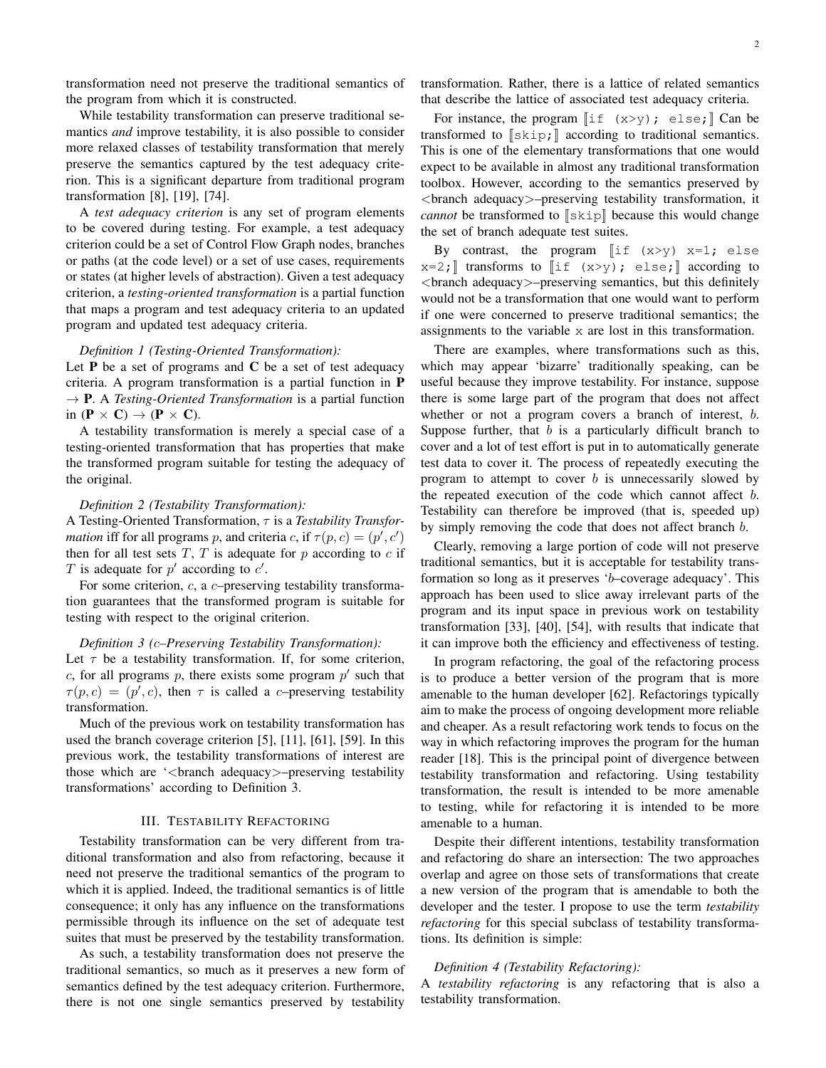transformation need not preserve the traditional semantics of the program from which it is constructed.

While testability transformation can preserve traditional semantics *and* improve testability, it is also possible to consider more relaxed classes of testability transformation that merely preserve the semantics captured by the test adequacy criterion. This is a significant departure from traditional program transformation [8], [19], [74].

A *test adequacy criterion* is any set of program elements to be covered during testing. For example, a test adequacy criterion could be a set of Control Flow Graph nodes, branches or paths (at the code level) or a set of use cases, requirements or states (at higher levels of abstraction). Given a test adequacy criterion, a *testing-oriented transformation* is a partial function that maps a program and test adequacy criteria to an updated program and updated test adequacy criteria.

*Definition 1 (Testing-Oriented Transformation):*
Let **P** be a set of programs and **C** be a set of test adequacy criteria. A program transformation is a partial function in **P** $\rightarrow$ **P**. A *Testing-Oriented Transformation* is a partial function in (**P** $\times$ **C**) $\rightarrow$ (**P** $\times$ **C**).

A testability transformation is merely a special case of a testing-oriented transformation that has properties that make the transformed program suitable for testing the adequacy of the original.

*Definition 2 (Testability Transformation):*
A Testing-Oriented Transformation, $\tau$ is a *Testability Transformation* iff for all programs $p$, and criteria $c$, if $\tau(p, c) = (p', c')$ then for all test sets $T$, $T$ is adequate for $p$ according to $c$ if $T$ is adequate for $p'$ according to $c'$.

For some criterion, $c$, a $c$–preserving testability transformation guarantees that the transformed program is suitable for testing with respect to the original criterion.

*Definition 3 (c–Preserving Testability Transformation):*
Let $\tau$ be a testability transformation. If, for some criterion, $c$, for all programs $p$, there exists some program $p'$ such that $\tau(p, c) = (p', c)$, then $\tau$ is called a $c$–preserving testability transformation.

Much of the previous work on testability transformation has used the branch coverage criterion [5], [11], [61], [59]. In this previous work, the testability transformations of interest are those which are '<branch adequacy>–preserving testability transformations' according to Definition 3.

## III. Testability Refactoring

Testability transformation can be very different from traditional transformation and also from refactoring, because it need not preserve the traditional semantics of the program to which it is applied. Indeed, the traditional semantics is of little consequence; it only has any influence on the transformations permissible through its influence on the set of adequate test suites that must be preserved by the testability transformation.

As such, a testability transformation does not preserve the traditional semantics, so much as it preserves a new form of semantics defined by the test adequacy criterion. Furthermore, there is not one single semantics preserved by testability transformation. Rather, there is a lattice of related semantics that describe the lattice of associated test adequacy criteria.

For instance, the program ⟦`if (x>y); else;`⟧ Can be transformed to ⟦`skip;`⟧ according to traditional semantics. This is one of the elementary transformations that one would expect to be available in almost any traditional transformation toolbox. However, according to the semantics preserved by <branch adequacy>–preserving testability transformation, it *cannot* be transformed to ⟦`skip`⟧ because this would change the set of branch adequate test suites.

By contrast, the program ⟦`if (x>y) x=1; else x=2;`⟧ transforms to ⟦`if (x>y); else;`⟧ according to <branch adequacy>–preserving semantics, but this definitely would not be a transformation that one would want to perform if one were concerned to preserve traditional semantics; the assignments to the variable `x` are lost in this transformation.

There are examples, where transformations such as this, which may appear 'bizarre' traditionally speaking, can be useful because they improve testability. For instance, suppose there is some large part of the program that does not affect whether or not a program covers a branch of interest, $b$. Suppose further, that $b$ is a particularly difficult branch to cover and a lot of test effort is put in to automatically generate test data to cover it. The process of repeatedly executing the program to attempt to cover $b$ is unnecessarily slowed by the repeated execution of the code which cannot affect $b$. Testability can therefore be improved (that is, speeded up) by simply removing the code that does not affect branch $b$.

Clearly, removing a large portion of code will not preserve traditional semantics, but it is acceptable for testability transformation so long as it preserves '$b$–coverage adequacy'. This approach has been used to slice away irrelevant parts of the program and its input space in previous work on testability transformation [33], [40], [54], with results that indicate that it can improve both the efficiency and effectiveness of testing.

In program refactoring, the goal of the refactoring process is to produce a better version of the program that is more amenable to the human developer [62]. Refactorings typically aim to make the process of ongoing development more reliable and cheaper. As a result refactoring work tends to focus on the way in which refactoring improves the program for the human reader [18]. This is the principal point of divergence between testability transformation and refactoring. Using testability transformation, the result is intended to be more amenable to testing, while for refactoring it is intended to be more amenable to a human.

Despite their different intentions, testability transformation and refactoring do share an intersection: The two approaches overlap and agree on those sets of transformations that create a new version of the program that is amendable to both the developer and the tester. I propose to use the term *testability refactoring* for this special subclass of testability transformations. Its definition is simple:

*Definition 4 (Testability Refactoring):*
A *testability refactoring* is any refactoring that is also a testability transformation.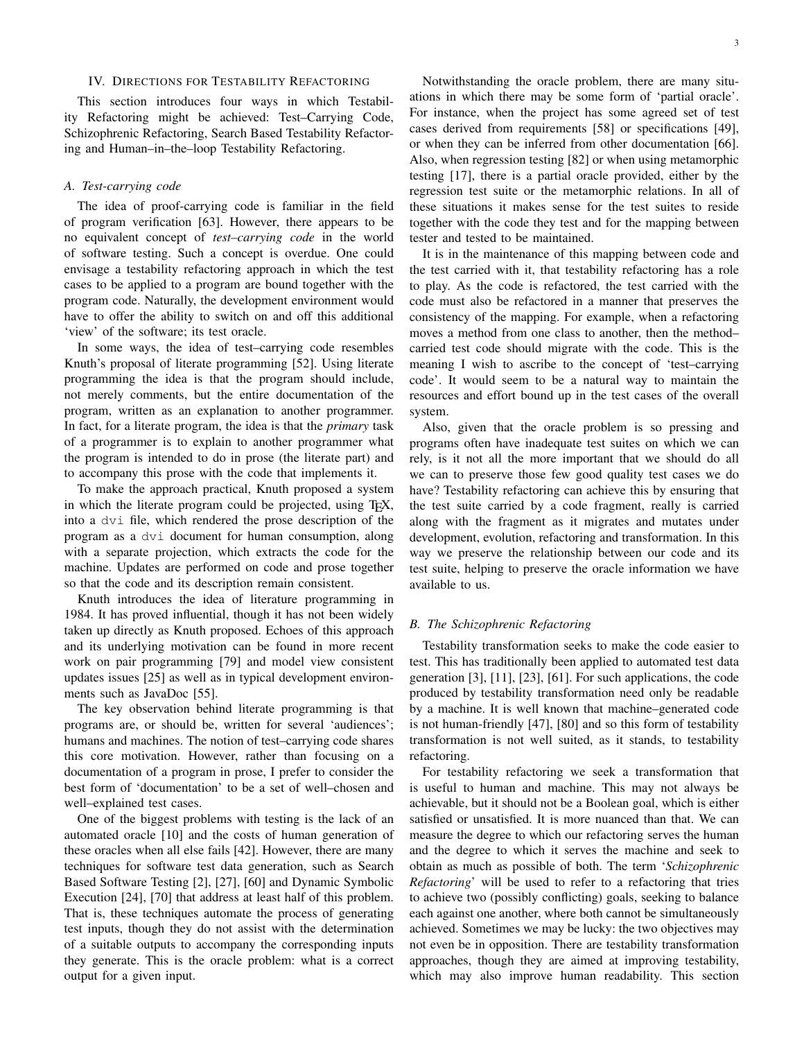## IV. Directions for Testability Refactoring

This section introduces four ways in which Testability Refactoring might be achieved: Test–Carrying Code, Schizophrenic Refactoring, Search Based Testability Refactoring and Human–in–the–loop Testability Refactoring.

### A. Test-carrying code

The idea of proof-carrying code is familiar in the field of program verification [63]. However, there appears to be no equivalent concept of *test–carrying code* in the world of software testing. Such a concept is overdue. One could envisage a testability refactoring approach in which the test cases to be applied to a program are bound together with the program code. Naturally, the development environment would have to offer the ability to switch on and off this additional 'view' of the software; its test oracle.

In some ways, the idea of test–carrying code resembles Knuth's proposal of literate programming [52]. Using literate programming the idea is that the program should include, not merely comments, but the entire documentation of the program, written as an explanation to another programmer. In fact, for a literate program, the idea is that the *primary* task of a programmer is to explain to another programmer what the program is intended to do in prose (the literate part) and to accompany this prose with the code that implements it.

To make the approach practical, Knuth proposed a system in which the literate program could be projected, using TeX, into a `dvi` file, which rendered the prose description of the program as a `dvi` document for human consumption, along with a separate projection, which extracts the code for the machine. Updates are performed on code and prose together so that the code and its description remain consistent.

Knuth introduces the idea of literature programming in 1984. It has proved influential, though it has not been widely taken up directly as Knuth proposed. Echoes of this approach and its underlying motivation can be found in more recent work on pair programming [79] and model view consistent updates issues [25] as well as in typical development environments such as JavaDoc [55].

The key observation behind literate programming is that programs are, or should be, written for several 'audiences'; humans and machines. The notion of test–carrying code shares this core motivation. However, rather than focusing on a documentation of a program in prose, I prefer to consider the best form of 'documentation' to be a set of well–chosen and well–explained test cases.

One of the biggest problems with testing is the lack of an automated oracle [10] and the costs of human generation of these oracles when all else fails [42]. However, there are many techniques for software test data generation, such as Search Based Software Testing [2], [27], [60] and Dynamic Symbolic Execution [24], [70] that address at least half of this problem. That is, these techniques automate the process of generating test inputs, though they do not assist with the determination of a suitable outputs to accompany the corresponding inputs they generate. This is the oracle problem: what is a correct output for a given input.

Notwithstanding the oracle problem, there are many situations in which there may be some form of 'partial oracle'. For instance, when the project has some agreed set of test cases derived from requirements [58] or specifications [49], or when they can be inferred from other documentation [66]. Also, when regression testing [82] or when using metamorphic testing [17], there is a partial oracle provided, either by the regression test suite or the metamorphic relations. In all of these situations it makes sense for the test suites to reside together with the code they test and for the mapping between tester and tested to be maintained.

It is in the maintenance of this mapping between code and the test carried with it, that testability refactoring has a role to play. As the code is refactored, the test carried with the code must also be refactored in a manner that preserves the consistency of the mapping. For example, when a refactoring moves a method from one class to another, then the method–carried test code should migrate with the code. This is the meaning I wish to ascribe to the concept of 'test–carrying code'. It would seem to be a natural way to maintain the resources and effort bound up in the test cases of the overall system.

Also, given that the oracle problem is so pressing and programs often have inadequate test suites on which we can rely, is it not all the more important that we should do all we can to preserve those few good quality test cases we do have? Testability refactoring can achieve this by ensuring that the test suite carried by a code fragment, really is carried along with the fragment as it migrates and mutates under development, evolution, refactoring and transformation. In this way we preserve the relationship between our code and its test suite, helping to preserve the oracle information we have available to us.

### B. The Schizophrenic Refactoring

Testability transformation seeks to make the code easier to test. This has traditionally been applied to automated test data generation [3], [11], [23], [61]. For such applications, the code produced by testability transformation need only be readable by a machine. It is well known that machine–generated code is not human-friendly [47], [80] and so this form of testability transformation is not well suited, as it stands, to testability refactoring.

For testability refactoring we seek a transformation that is useful to human and machine. This may not always be achievable, but it should not be a Boolean goal, which is either satisfied or unsatisfied. It is more nuanced than that. We can measure the degree to which our refactoring serves the human and the degree to which it serves the machine and seek to obtain as much as possible of both. The term '*Schizophrenic Refactoring*' will be used to refer to a refactoring that tries to achieve two (possibly conflicting) goals, seeking to balance each against one another, where both cannot be simultaneously achieved. Sometimes we may be lucky: the two objectives may not even be in opposition. There are testability transformation approaches, though they are aimed at improving testability, which may also improve human readability. This section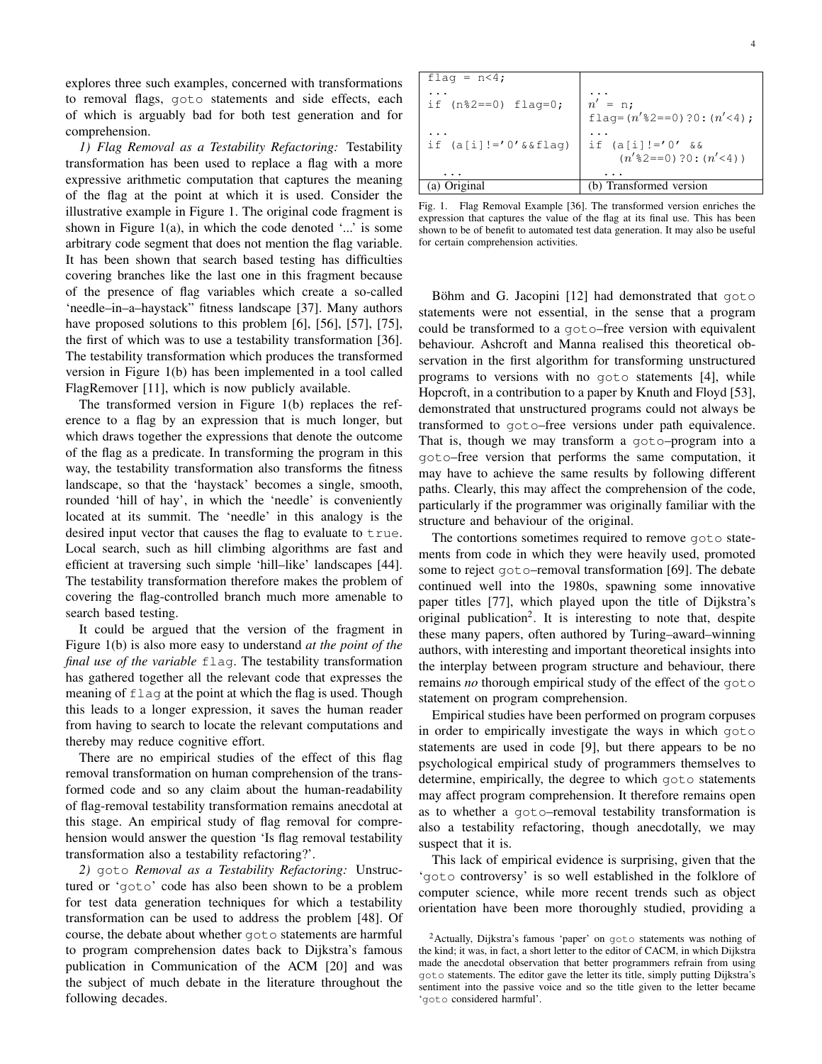explores three such examples, concerned with transformations to removal flags, goto statements and side effects, each of which is arguably bad for both test generation and for comprehension.

*1) Flag Removal as a Testability Refactoring:* Testability transformation has been used to replace a flag with a more expressive arithmetic computation that captures the meaning of the flag at the point at which it is used. Consider the illustrative example in Figure 1. The original code fragment is shown in Figure 1(a), in which the code denoted '...' is some arbitrary code segment that does not mention the flag variable. It has been shown that search based testing has difficulties covering branches like the last one in this fragment because of the presence of flag variables which create a so-called 'needle–in–a–haystack" fitness landscape [37]. Many authors have proposed solutions to this problem [6], [56], [57], [75], the first of which was to use a testability transformation [36]. The testability transformation which produces the transformed version in Figure 1(b) has been implemented in a tool called FlagRemover [11], which is now publicly available.

The transformed version in Figure 1(b) replaces the reference to a flag by an expression that is much longer, but which draws together the expressions that denote the outcome of the flag as a predicate. In transforming the program in this way, the testability transformation also transforms the fitness landscape, so that the 'haystack' becomes a single, smooth, rounded 'hill of hay', in which the 'needle' is conveniently located at its summit. The 'needle' in this analogy is the desired input vector that causes the flag to evaluate to true. Local search, such as hill climbing algorithms are fast and efficient at traversing such simple 'hill–like' landscapes [44]. The testability transformation therefore makes the problem of covering the flag-controlled branch much more amenable to search based testing.

It could be argued that the version of the fragment in Figure 1(b) is also more easy to understand *at the point of the final use of the variable* flag. The testability transformation has gathered together all the relevant code that expresses the meaning of flag at the point at which the flag is used. Though this leads to a longer expression, it saves the human reader from having to search to locate the relevant computations and thereby may reduce cognitive effort.

There are no empirical studies of the effect of this flag removal transformation on human comprehension of the transformed code and so any claim about the human-readability of flag-removal testability transformation remains anecdotal at this stage. An empirical study of flag removal for comprehension would answer the question 'Is flag removal testability transformation also a testability refactoring?'.

*2) goto Removal as a Testability Refactoring:* Unstructured or 'goto' code has also been shown to be a problem for test data generation techniques for which a testability transformation can be used to address the problem [48]. Of course, the debate about whether goto statements are harmful to program comprehension dates back to Dijkstra's famous publication in Communication of the ACM [20] and was the subject of much debate in the literature throughout the following decades.

| (a) Original | (b) Transformed version |
|---|---|
| `flag = n<4;` | |
| `...` | `...` |
| `if (n%2==0) flag=0;` | `n' = n;` <br> `flag=(n'%2==0)?0:(n'<4);` |
| `...` | `...` |
| `if (a[i]!='0'&&flag)` | `if (a[i]!='0' && (n'%2==0)?0:(n'<4))` |
| `...` | `...` |

Fig. 1. Flag Removal Example [36]. The transformed version enriches the expression that captures the value of the flag at its final use. This has been shown to be of benefit to automated test data generation. It may also be useful for certain comprehension activities.

Böhm and G. Jacopini [12] had demonstrated that goto statements were not essential, in the sense that a program could be transformed to a goto–free version with equivalent behaviour. Ashcroft and Manna realised this theoretical observation in the first algorithm for transforming unstructured programs to versions with no goto statements [4], while Hopcroft, in a contribution to a paper by Knuth and Floyd [53], demonstrated that unstructured programs could not always be transformed to goto–free versions under path equivalence. That is, though we may transform a goto–program into a goto–free version that performs the same computation, it may have to achieve the same results by following different paths. Clearly, this may affect the comprehension of the code, particularly if the programmer was originally familiar with the structure and behaviour of the original.

The contortions sometimes required to remove goto statements from code in which they were heavily used, promoted some to reject goto–removal transformation [69]. The debate continued well into the 1980s, spawning some innovative paper titles [77], which played upon the title of Dijkstra's original publication[2]. It is interesting to note that, despite these many papers, often authored by Turing–award–winning authors, with interesting and important theoretical insights into the interplay between program structure and behaviour, there remains *no* thorough empirical study of the effect of the goto statement on program comprehension.

Empirical studies have been performed on program corpuses in order to empirically investigate the ways in which goto statements are used in code [9], but there appears to be no psychological empirical study of programmers themselves to determine, empirically, the degree to which goto statements may affect program comprehension. It therefore remains open as to whether a goto–removal testability transformation is also a testability refactoring, though anecdotally, we may suspect that it is.

This lack of empirical evidence is surprising, given that the 'goto controversy' is so well established in the folklore of computer science, while more recent trends such as object orientation have been more thoroughly studied, providing a

[2]Actually, Dijkstra's famous 'paper' on goto statements was nothing of the kind; it was, in fact, a short letter to the editor of CACM, in which Dijkstra made the anecdotal observation that better programmers refrain from using goto statements. The editor gave the letter its title, simply putting Dijkstra's sentiment into the passive voice and so the title given to the letter became 'goto considered harmful'.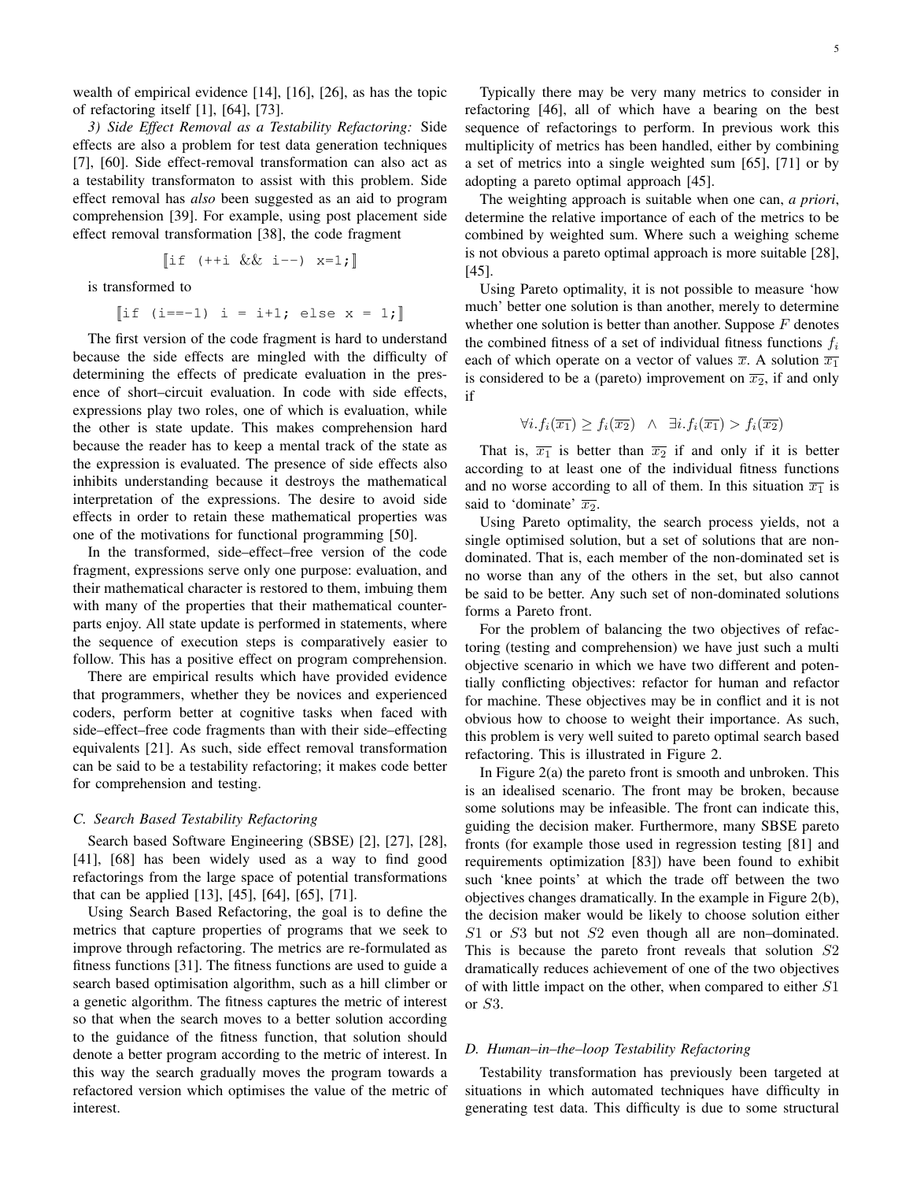wealth of empirical evidence [14], [16], [26], as has the topic of refactoring itself [1], [64], [73].

*3) Side Effect Removal as a Testability Refactoring:* Side effects are also a problem for test data generation techniques [7], [60]. Side effect-removal transformation can also act as a testability transformaton to assist with this problem. Side effect removal has *also* been suggested as an aid to program comprehension [39]. For example, using post placement side effect removal transformation [38], the code fragment

$$[\![\texttt{if (++i \&\& i--) x=1;}]\!]$$

is transformed to

$$[\![\texttt{if (i==-1) i = i+1; else x = 1;}]\!]$$

The first version of the code fragment is hard to understand because the side effects are mingled with the difficulty of determining the effects of predicate evaluation in the presence of short–circuit evaluation. In code with side effects, expressions play two roles, one of which is evaluation, while the other is state update. This makes comprehension hard because the reader has to keep a mental track of the state as the expression is evaluated. The presence of side effects also inhibits understanding because it destroys the mathematical interpretation of the expressions. The desire to avoid side effects in order to retain these mathematical properties was one of the motivations for functional programming [50].

In the transformed, side–effect–free version of the code fragment, expressions serve only one purpose: evaluation, and their mathematical character is restored to them, imbuing them with many of the properties that their mathematical counterparts enjoy. All state update is performed in statements, where the sequence of execution steps is comparatively easier to follow. This has a positive effect on program comprehension.

There are empirical results which have provided evidence that programmers, whether they be novices and experienced coders, perform better at cognitive tasks when faced with side–effect–free code fragments than with their side–effecting equivalents [21]. As such, side effect removal transformation can be said to be a testability refactoring; it makes code better for comprehension and testing.

### C. Search Based Testability Refactoring

Search based Software Engineering (SBSE) [2], [27], [28], [41], [68] has been widely used as a way to find good refactorings from the large space of potential transformations that can be applied [13], [45], [64], [65], [71].

Using Search Based Refactoring, the goal is to define the metrics that capture properties of programs that we seek to improve through refactoring. The metrics are re-formulated as fitness functions [31]. The fitness functions are used to guide a search based optimisation algorithm, such as a hill climber or a genetic algorithm. The fitness captures the metric of interest so that when the search moves to a better solution according to the guidance of the fitness function, that solution should denote a better program according to the metric of interest. In this way the search gradually moves the program towards a refactored version which optimises the value of the metric of interest.

Typically there may be very many metrics to consider in refactoring [46], all of which have a bearing on the best sequence of refactorings to perform. In previous work this multiplicity of metrics has been handled, either by combining a set of metrics into a single weighted sum [65], [71] or by adopting a pareto optimal approach [45].

The weighting approach is suitable when one can, *a priori*, determine the relative importance of each of the metrics to be combined by weighted sum. Where such a weighing scheme is not obvious a pareto optimal approach is more suitable [28], [45].

Using Pareto optimality, it is not possible to measure 'how much' better one solution is than another, merely to determine whether one solution is better than another. Suppose $F$ denotes the combined fitness of a set of individual fitness functions $f_i$ each of which operate on a vector of values $\overline{x}$. A solution $\overline{x_1}$ is considered to be a (pareto) improvement on $\overline{x_2}$, if and only if

$$\forall i. f_i(\overline{x_1}) \geq f_i(\overline{x_2}) \quad \wedge \quad \exists i. f_i(\overline{x_1}) > f_i(\overline{x_2})$$

That is, $\overline{x_1}$ is better than $\overline{x_2}$ if and only if it is better according to at least one of the individual fitness functions and no worse according to all of them. In this situation $\overline{x_1}$ is said to 'dominate' $\overline{x_2}$.

Using Pareto optimality, the search process yields, not a single optimised solution, but a set of solutions that are non-dominated. That is, each member of the non-dominated set is no worse than any of the others in the set, but also cannot be said to be better. Any such set of non-dominated solutions forms a Pareto front.

For the problem of balancing the two objectives of refactoring (testing and comprehension) we have just such a multi objective scenario in which we have two different and potentially conflicting objectives: refactor for human and refactor for machine. These objectives may be in conflict and it is not obvious how to choose to weight their importance. As such, this problem is very well suited to pareto optimal search based refactoring. This is illustrated in Figure 2.

In Figure 2(a) the pareto front is smooth and unbroken. This is an idealised scenario. The front may be broken, because some solutions may be infeasible. The front can indicate this, guiding the decision maker. Furthermore, many SBSE pareto fronts (for example those used in regression testing [81] and requirements optimization [83]) have been found to exhibit such 'knee points' at which the trade off between the two objectives changes dramatically. In the example in Figure 2(b), the decision maker would be likely to choose solution either $S1$ or $S3$ but not $S2$ even though all are non–dominated. This is because the pareto front reveals that solution $S2$ dramatically reduces achievement of one of the two objectives of with little impact on the other, when compared to either $S1$ or $S3$.

### D. Human–in–the–loop Testability Refactoring

Testability transformation has previously been targeted at situations in which automated techniques have difficulty in generating test data. This difficulty is due to some structural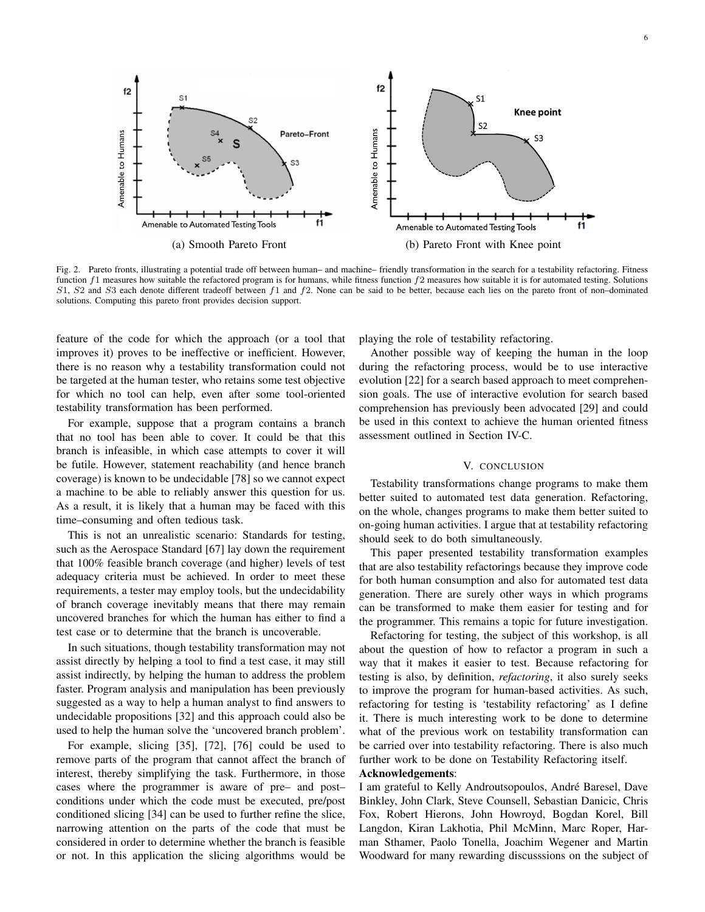f2

S1

S2

S4

S

Pareto–Front

S5

S3

Amenable to Humans

Amenable to Automated Testing Tools

f1

(a) Smooth Pareto Front

f2

S1

Knee point

S2

S3

Amenable to Humans

Amenable to Automated Testing Tools

f1

(b) Pareto Front with Knee point

Fig. 2. Pareto fronts, illustrating a potential trade off between human– and machine– friendly transformation in the search for a testability refactoring. Fitness function $f1$ measures how suitable the refactored program is for humans, while fitness function $f2$ measures how suitable it is for automated testing. Solutions $S1$, $S2$ and $S3$ each denote different tradeoff between $f1$ and $f2$. None can be said to be better, because each lies on the pareto front of non–dominated solutions. Computing this pareto front provides decision support.

feature of the code for which the approach (or a tool that improves it) proves to be ineffective or inefficient. However, there is no reason why a testability transformation could not be targeted at the human tester, who retains some test objective for which no tool can help, even after some tool-oriented testability transformation has been performed.

For example, suppose that a program contains a branch that no tool has been able to cover. It could be that this branch is infeasible, in which case attempts to cover it will be futile. However, statement reachability (and hence branch coverage) is known to be undecidable [78] so we cannot expect a machine to be able to reliably answer this question for us. As a result, it is likely that a human may be faced with this time–consuming and often tedious task.

This is not an unrealistic scenario: Standards for testing, such as the Aerospace Standard [67] lay down the requirement that 100% feasible branch coverage (and higher) levels of test adequacy criteria must be achieved. In order to meet these requirements, a tester may employ tools, but the undecidability of branch coverage inevitably means that there may remain uncovered branches for which the human has either to find a test case or to determine that the branch is uncoverable.

In such situations, though testability transformation may not assist directly by helping a tool to find a test case, it may still assist indirectly, by helping the human to address the problem faster. Program analysis and manipulation has been previously suggested as a way to help a human analyst to find answers to undecidable propositions [32] and this approach could also be used to help the human solve the 'uncovered branch problem'.

For example, slicing [35], [72], [76] could be used to remove parts of the program that cannot affect the branch of interest, thereby simplifying the task. Furthermore, in those cases where the programmer is aware of pre– and post– conditions under which the code must be executed, pre/post conditioned slicing [34] can be used to further refine the slice, narrowing attention on the parts of the code that must be considered in order to determine whether the branch is feasible or not. In this application the slicing algorithms would be playing the role of testability refactoring.

Another possible way of keeping the human in the loop during the refactoring process, would be to use interactive evolution [22] for a search based approach to meet comprehension goals. The use of interactive evolution for search based comprehension has previously been advocated [29] and could be used in this context to achieve the human oriented fitness assessment outlined in Section IV-C.

## V. Conclusion

Testability transformations change programs to make them better suited to automated test data generation. Refactoring, on the whole, changes programs to make them better suited to on-going human activities. I argue that at testability refactoring should seek to do both simultaneously.

This paper presented testability transformation examples that are also testability refactorings because they improve code for both human consumption and also for automated test data generation. There are surely other ways in which programs can be transformed to make them easier for testing and for the programmer. This remains a topic for future investigation.

Refactoring for testing, the subject of this workshop, is all about the question of how to refactor a program in such a way that it makes it easier to test. Because refactoring for testing is also, by definition, *refactoring*, it also surely seeks to improve the program for human-based activities. As such, refactoring for testing is 'testability refactoring' as I define it. There is much interesting work to be done to determine what of the previous work on testability transformation can be carried over into testability refactoring. There is also much further work to be done on Testability Refactoring itself.

**Acknowledgements**:
I am grateful to Kelly Androutsopoulos, André Baresel, Dave Binkley, John Clark, Steve Counsell, Sebastian Danicic, Chris Fox, Robert Hierons, John Howroyd, Bogdan Korel, Bill Langdon, Kiran Lakhotia, Phil McMinn, Marc Roper, Harman Sthamer, Paolo Tonella, Joachim Wegener and Martin Woodward for many rewarding discusssions on the subject of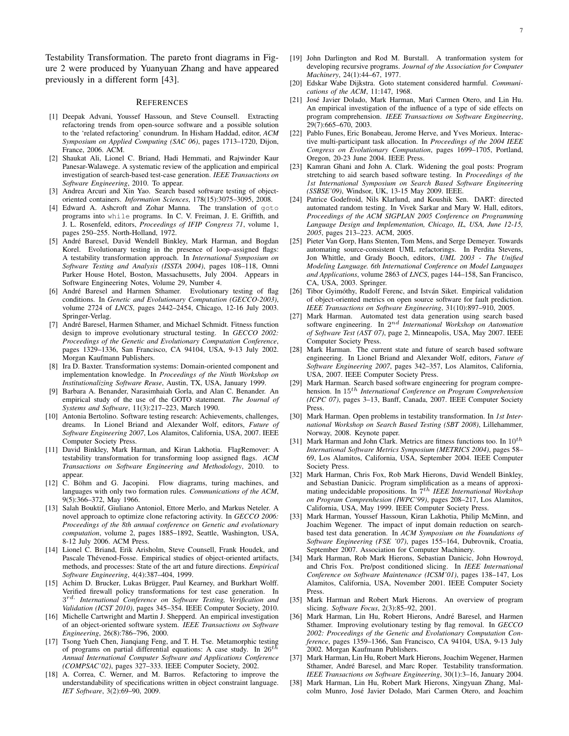Testability Transformation. The pareto front diagrams in Figure 2 were produced by Yuanyuan Zhang and have appeared previously in a different form [43].

## References

[1] Deepak Advani, Youssef Hassoun, and Steve Counsell. Extracting refactoring trends from open-source software and a possible solution to the 'related refactoring' conundrum. In Hisham Haddad, editor, *ACM Symposium on Applied Computing (SAC 06)*, pages 1713–1720, Dijon, France, 2006. ACM.

[2] Shaukat Ali, Lionel C. Briand, Hadi Hemmati, and Rajwinder Kaur Panesar-Walawege. A systematic review of the application and empirical investigation of search-based test-case generation. *IEEE Transactions on Software Engineering*, 2010. To appear.

[3] Andrea Arcuri and Xin Yao. Search based software testing of object-oriented containers. *Information Sciences*, 178(15):3075–3095, 2008.

[4] Edward A. Ashcroft and Zohar Manna. The translation of `goto` programs into `while` programs. In C. V. Freiman, J. E. Griffith, and J. L. Rosenfeld, editors, *Proceedings of IFIP Congress 71*, volume 1, pages 250–255. North-Holland, 1972.

[5] André Baresel, David Wendell Binkley, Mark Harman, and Bogdan Korel. Evolutionary testing in the presence of loop–assigned flags: A testability transformation approach. In *International Symposium on Software Testing and Analysis (ISSTA 2004)*, pages 108–118, Omni Parker House Hotel, Boston, Massachusetts, July 2004. Appears in Software Engineering Notes, Volume 29, Number 4.

[6] André Baresel and Harmen Sthamer. Evolutionary testing of flag conditions. In *Genetic and Evolutionary Computation (GECCO-2003)*, volume 2724 of *LNCS*, pages 2442–2454, Chicago, 12-16 July 2003. Springer-Verlag.

[7] André Baresel, Harmen Sthamer, and Michael Schmidt. Fitness function design to improve evolutionary structural testing. In *GECCO 2002: Proceedings of the Genetic and Evolutionary Computation Conference*, pages 1329–1336, San Francisco, CA 94104, USA, 9-13 July 2002. Morgan Kaufmann Publishers.

[8] Ira D. Baxter. Transformation systems: Domain-oriented component and implementation knowledge. In *Proceedings of the Ninth Workshop on Institutionalizing Software Reuse*, Austin, TX, USA, January 1999.

[9] Barbara A. Benander, Narasimhaiah Gorla, and Alan C. Benander. An empirical study of the use of the GOTO statement. *The Journal of Systems and Software*, 11(3):217–223, March 1990.

[10] Antonia Bertolino. Software testing research: Achievements, challenges, dreams. In Lionel Briand and Alexander Wolf, editors, *Future of Software Engineering 2007*, Los Alamitos, California, USA, 2007. IEEE Computer Society Press.

[11] David Binkley, Mark Harman, and Kiran Lakhotia. FlagRemover: A testability transformation for transforming loop assigned flags. *ACM Transactions on Software Engineering and Methodology*, 2010. to appear.

[12] C. Böhm and G. Jacopini. Flow diagrams, turing machines, and languages with only two formation rules. *Communications of the ACM*, 9(5):366–372, May 1966.

[13] Salah Bouktif, Giuliano Antoniol, Ettore Merlo, and Markus Neteler. A novel approach to optimize clone refactoring activity. In *GECCO 2006: Proceedings of the 8th annual conference on Genetic and evolutionary computation*, volume 2, pages 1885–1892, Seattle, Washington, USA, 8-12 July 2006. ACM Press.

[14] Lionel C. Briand, Erik Arisholm, Steve Counsell, Frank Houdek, and Pascale Thévenod-Fosse. Empirical studies of object-oriented artifacts, methods, and processes: State of the art and future directions. *Empirical Software Engineering*, 4(4):387–404, 1999.

[15] Achim D. Brucker, Lukas Brügger, Paul Kearney, and Burkhart Wolff. Verified firewall policy transformations for test case generation. In $3^{rd.}$ *International Conference on Software Testing, Verification and Validation (ICST 2010)*, pages 345–354. IEEE Computer Society, 2010.

[16] Michelle Cartwright and Martin J. Shepperd. An empirical investigation of an object-oriented software system. *IEEE Transactions on Software Engineering*, 26(8):786–796, 2000.

[17] Tsong Yueh Chen, Jianqiang Feng, and T. H. Tse. Metamorphic testing of programs on partial differential equations: A case study. In $26^{th}$ *Annual International Computer Software and Applications Conference (COMPSAC'02)*, pages 327–333. IEEE Computer Society, 2002.

[18] A. Correa, C. Werner, and M. Barros. Refactoring to improve the understandability of specifications written in object constraint language. *IET Software*, 3(2):69–90, 2009.

[19] John Darlington and Rod M. Burstall. A tranformation system for developing recursive programs. *Journal of the Association for Computer Machinery*, 24(1):44–67, 1977.

[20] Edskar Wabe Dijkstra. Goto statement considered harmful. *Communications of the ACM*, 11:147, 1968.

[21] José Javier Dolado, Mark Harman, Mari Carmen Otero, and Lin Hu. An empirical investigation of the influence of a type of side effects on program comprehension. *IEEE Transactions on Software Engineering*, 29(7):665–670, 2003.

[22] Pablo Funes, Eric Bonabeau, Jerome Herve, and Yves Morieux. Interactive multi-participant task allocation. In *Proceedings of the 2004 IEEE Congress on Evolutionary Computation*, pages 1699–1705, Portland, Oregon, 20-23 June 2004. IEEE Press.

[23] Kamran Ghani and John A. Clark. Widening the goal posts: Program stretching to aid search based software testing. In *Proceedings of the 1st International Symposium on Search Based Software Engineering (SSBSE'09)*, Windsor, UK, 13-15 May 2009. IEEE.

[24] Patrice Godefroid, Nils Klarlund, and Koushik Sen. DART: directed automated random testing. In Vivek Sarkar and Mary W. Hall, editors, *Proceedings of the ACM SIGPLAN 2005 Conference on Programming Language Design and Implementation, Chicago, IL, USA, June 12-15, 2005*, pages 213–223. ACM, 2005.

[25] Pieter Van Gorp, Hans Stenten, Tom Mens, and Serge Demeyer. Towards automating source-consistent UML refactorings. In Perdita Stevens, Jon Whittle, and Grady Booch, editors, *UML 2003 - The Unified Modeling Language. 6th International Conference on Model Languages and Applications*, volume 2863 of *LNCS*, pages 144–158, San Francisco, CA, USA, 2003. Springer.

[26] Tibor Gyimóthy, Rudolf Ferenc, and István Siket. Empirical validation of object-oriented metrics on open source software for fault prediction. *IEEE Transactions on Software Engineering*, 31(10):897–910, 2005.

[27] Mark Harman. Automated test data generation using search based software engineering. In $2^{nd}$ *International Workshop on Automation of Software Test (AST 07)*, page 2, Minneapolis, USA, May 2007. IEEE Computer Society Press.

[28] Mark Harman. The current state and future of search based software engineering. In Lionel Briand and Alexander Wolf, editors, *Future of Software Engineering 2007*, pages 342–357, Los Alamitos, California, USA, 2007. IEEE Computer Society Press.

[29] Mark Harman. Search based software engineering for program comprehension. In $15^{th}$ *International Conference on Program Comprehension (ICPC 07)*, pages 3–13, Banff, Canada, 2007. IEEE Computer Society Press.

[30] Mark Harman. Open problems in testability transformation. In *1st International Workshop on Search Based Testing (SBT 2008)*, Lillehammer, Norway, 2008. Keynote paper.

[31] Mark Harman and John Clark. Metrics are fitness functions too. In $10^{th}$ *International Software Metrics Symposium (METRICS 2004)*, pages 58–69, Los Alamitos, California, USA, September 2004. IEEE Computer Society Press.

[32] Mark Harman, Chris Fox, Rob Mark Hierons, David Wendell Binkley, and Sebastian Danicic. Program simplification as a means of approximating undecidable propositions. In $7^{th}$ *IEEE International Workshop on Program Comprenhesion (IWPC'99)*, pages 208–217, Los Alamitos, California, USA, May 1999. IEEE Computer Society Press.

[33] Mark Harman, Youssef Hassoun, Kiran Lakhotia, Philip McMinn, and Joachim Wegener. The impact of input domain reduction on search-based test data generation. In *ACM Symposium on the Foundations of Software Engineering (FSE '07)*, pages 155–164, Dubrovnik, Croatia, September 2007. Association for Computer Machinery.

[34] Mark Harman, Rob Mark Hierons, Sebastian Danicic, John Howroyd, and Chris Fox. Pre/post conditioned slicing. In *IEEE International Conference on Software Maintenance (ICSM'01)*, pages 138–147, Los Alamitos, California, USA, November 2001. IEEE Computer Society Press.

[35] Mark Harman and Robert Mark Hierons. An overview of program slicing. *Software Focus*, 2(3):85–92, 2001.

[36] Mark Harman, Lin Hu, Robert Hierons, André Baresel, and Harmen Sthamer. Improving evolutionary testing by flag removal. In *GECCO 2002: Proceedings of the Genetic and Evolutionary Computation Conference*, pages 1359–1366, San Francisco, CA 94104, USA, 9-13 July 2002. Morgan Kaufmann Publishers.

[37] Mark Harman, Lin Hu, Robert Mark Hierons, Joachim Wegener, Harmen Sthamer, André Baresel, and Marc Roper. Testability transformation. *IEEE Transactions on Software Engineering*, 30(1):3–16, January 2004.

[38] Mark Harman, Lin Hu, Robert Mark Hierons, Xingyuan Zhang, Malcolm Munro, José Javier Dolado, Mari Carmen Otero, and Joachim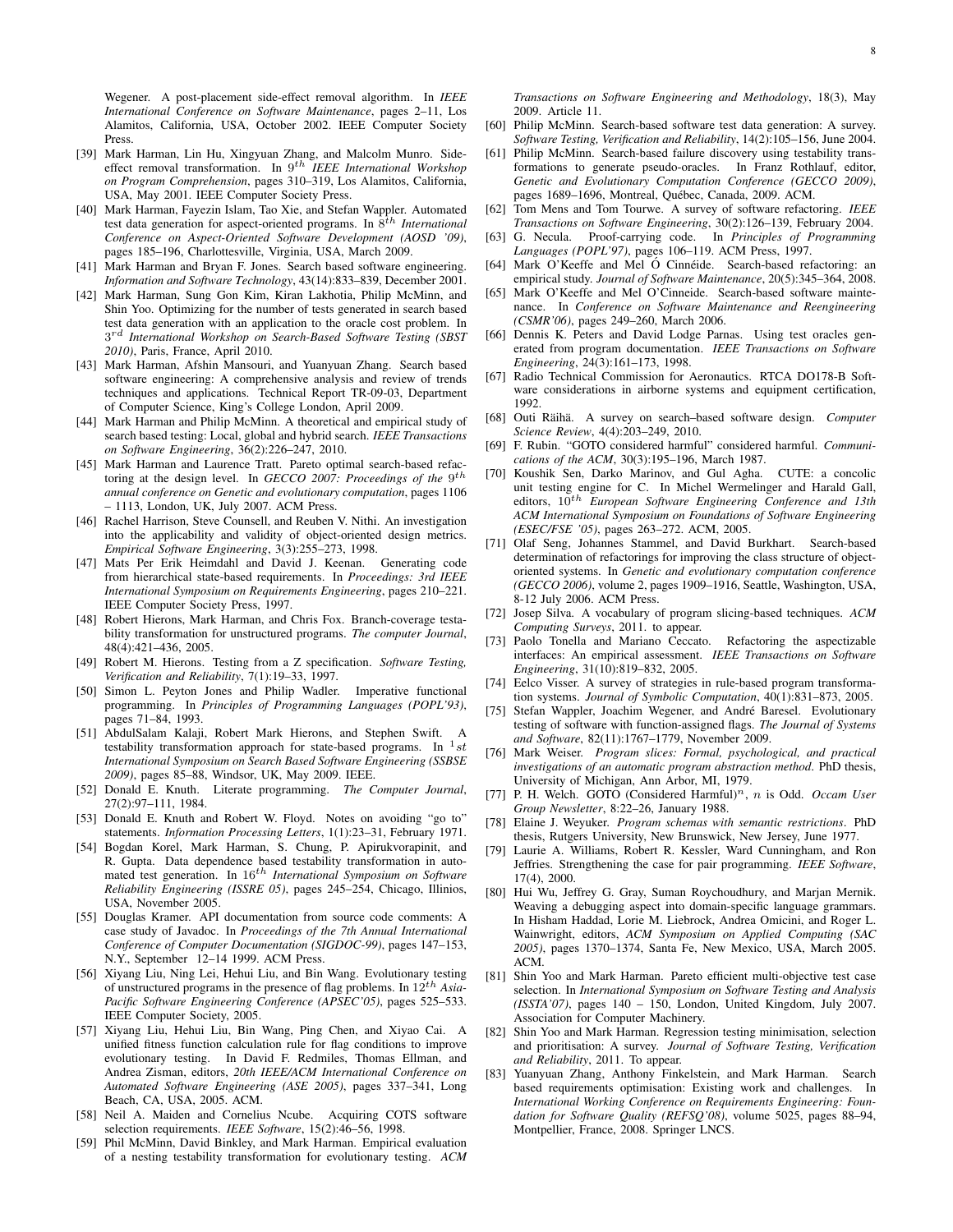Wegener. A post-placement side-effect removal algorithm. In *IEEE International Conference on Software Maintenance*, pages 2–11, Los Alamitos, California, USA, October 2002. IEEE Computer Society Press.

[39] Mark Harman, Lin Hu, Xingyuan Zhang, and Malcolm Munro. Side-effect removal transformation. In $9^{th}$ *IEEE International Workshop on Program Comprehension*, pages 310–319, Los Alamitos, California, USA, May 2001. IEEE Computer Society Press.

[40] Mark Harman, Fayezin Islam, Tao Xie, and Stefan Wappler. Automated test data generation for aspect-oriented programs. In $8^{th}$ *International Conference on Aspect-Oriented Software Development (AOSD '09)*, pages 185–196, Charlottesville, Virginia, USA, March 2009.

[41] Mark Harman and Bryan F. Jones. Search based software engineering. *Information and Software Technology*, 43(14):833–839, December 2001.

[42] Mark Harman, Sung Gon Kim, Kiran Lakhotia, Philip McMinn, and Shin Yoo. Optimizing for the number of tests generated in search based test data generation with an application to the oracle cost problem. In $3^{rd}$ *International Workshop on Search-Based Software Testing (SBST 2010)*, Paris, France, April 2010.

[43] Mark Harman, Afshin Mansouri, and Yuanyuan Zhang. Search based software engineering: A comprehensive analysis and review of trends techniques and applications. Technical Report TR-09-03, Department of Computer Science, King's College London, April 2009.

[44] Mark Harman and Philip McMinn. A theoretical and empirical study of search based testing: Local, global and hybrid search. *IEEE Transactions on Software Engineering*, 36(2):226–247, 2010.

[45] Mark Harman and Laurence Tratt. Pareto optimal search-based refactoring at the design level. In *GECCO 2007: Proceedings of the $9^{th}$ annual conference on Genetic and evolutionary computation*, pages 1106 – 1113, London, UK, July 2007. ACM Press.

[46] Rachel Harrison, Steve Counsell, and Reuben V. Nithi. An investigation into the applicability and validity of object-oriented design metrics. *Empirical Software Engineering*, 3(3):255–273, 1998.

[47] Mats Per Erik Heimdahl and David J. Keenan. Generating code from hierarchical state-based requirements. In *Proceedings: 3rd IEEE International Symposium on Requirements Engineering*, pages 210–221. IEEE Computer Society Press, 1997.

[48] Robert Hierons, Mark Harman, and Chris Fox. Branch-coverage testability transformation for unstructured programs. *The computer Journal*, 48(4):421–436, 2005.

[49] Robert M. Hierons. Testing from a Z specification. *Software Testing, Verification and Reliability*, 7(1):19–33, 1997.

[50] Simon L. Peyton Jones and Philip Wadler. Imperative functional programming. In *Principles of Programming Languages (POPL'93)*, pages 71–84, 1993.

[51] AbdulSalam Kalaji, Robert Mark Hierons, and Stephen Swift. A testability transformation approach for state-based programs. In $^1st$ *International Symposium on Search Based Software Engineering (SSBSE 2009)*, pages 85–88, Windsor, UK, May 2009. IEEE.

[52] Donald E. Knuth. Literate programming. *The Computer Journal*, 27(2):97–111, 1984.

[53] Donald E. Knuth and Robert W. Floyd. Notes on avoiding "go to" statements. *Information Processing Letters*, 1(1):23–31, February 1971.

[54] Bogdan Korel, Mark Harman, S. Chung, P. Apirukvorapinit, and R. Gupta. Data dependence based testability transformation in automated test generation. In $16^{th}$ *International Symposium on Software Reliability Engineering (ISSRE 05)*, pages 245–254, Chicago, Illinios, USA, November 2005.

[55] Douglas Kramer. API documentation from source code comments: A case study of Javadoc. In *Proceedings of the 7th Annual International Conference of Computer Documentation (SIGDOC-99)*, pages 147–153, N.Y., September 12–14 1999. ACM Press.

[56] Xiyang Liu, Ning Lei, Hehui Liu, and Bin Wang. Evolutionary testing of unstructured programs in the presence of flag problems. In $12^{th}$ *Asia-Pacific Software Engineering Conference (APSEC'05)*, pages 525–533. IEEE Computer Society, 2005.

[57] Xiyang Liu, Hehui Liu, Bin Wang, Ping Chen, and Xiyao Cai. A unified fitness function calculation rule for flag conditions to improve evolutionary testing. In David F. Redmiles, Thomas Ellman, and Andrea Zisman, editors, *20th IEEE/ACM International Conference on Automated Software Engineering (ASE 2005)*, pages 337–341, Long Beach, CA, USA, 2005. ACM.

[58] Neil A. Maiden and Cornelius Ncube. Acquiring COTS software selection requirements. *IEEE Software*, 15(2):46–56, 1998.

[59] Phil McMinn, David Binkley, and Mark Harman. Empirical evaluation of a nesting testability transformation for evolutionary testing. *ACM Transactions on Software Engineering and Methodology*, 18(3), May 2009. Article 11.

[60] Philip McMinn. Search-based software test data generation: A survey. *Software Testing, Verification and Reliability*, 14(2):105–156, June 2004.

[61] Philip McMinn. Search-based failure discovery using testability transformations to generate pseudo-oracles. In Franz Rothlauf, editor, *Genetic and Evolutionary Computation Conference (GECCO 2009)*, pages 1689–1696, Montreal, Québec, Canada, 2009. ACM.

[62] Tom Mens and Tom Tourwe. A survey of software refactoring. *IEEE Transactions on Software Engineering*, 30(2):126–139, February 2004.

[63] G. Necula. Proof-carrying code. In *Principles of Programming Languages (POPL'97)*, pages 106–119. ACM Press, 1997.

[64] Mark O'Keeffe and Mel Ó Cinnéide. Search-based refactoring: an empirical study. *Journal of Software Maintenance*, 20(5):345–364, 2008.

[65] Mark O'Keeffe and Mel O'Cinneide. Search-based software maintenance. In *Conference on Software Maintenance and Reengineering (CSMR'06)*, pages 249–260, March 2006.

[66] Dennis K. Peters and David Lodge Parnas. Using test oracles generated from program documentation. *IEEE Transactions on Software Engineering*, 24(3):161–173, 1998.

[67] Radio Technical Commission for Aeronautics. RTCA DO178-B Software considerations in airborne systems and equipment certification, 1992.

[68] Outi Räihä. A survey on search–based software design. *Computer Science Review*, 4(4):203–249, 2010.

[69] F. Rubin. "GOTO considered harmful" considered harmful. *Communications of the ACM*, 30(3):195–196, March 1987.

[70] Koushik Sen, Darko Marinov, and Gul Agha. CUTE: a concolic unit testing engine for C. In Michel Wermelinger and Harald Gall, editors, $10^{th}$ *European Software Engineering Conference and 13th ACM International Symposium on Foundations of Software Engineering (ESEC/FSE '05)*, pages 263–272. ACM, 2005.

[71] Olaf Seng, Johannes Stammel, and David Burkhart. Search-based determination of refactorings for improving the class structure of object-oriented systems. In *Genetic and evolutionary computation conference (GECCO 2006)*, volume 2, pages 1909–1916, Seattle, Washington, USA, 8-12 July 2006. ACM Press.

[72] Josep Silva. A vocabulary of program slicing-based techniques. *ACM Computing Surveys*, 2011. to appear.

[73] Paolo Tonella and Mariano Ceccato. Refactoring the aspectizable interfaces: An empirical assessment. *IEEE Transactions on Software Engineering*, 31(10):819–832, 2005.

[74] Eelco Visser. A survey of strategies in rule-based program transformation systems. *Journal of Symbolic Computation*, 40(1):831–873, 2005.

[75] Stefan Wappler, Joachim Wegener, and André Baresel. Evolutionary testing of software with function-assigned flags. *The Journal of Systems and Software*, 82(11):1767–1779, November 2009.

[76] Mark Weiser. *Program slices: Formal, psychological, and practical investigations of an automatic program abstraction method*. PhD thesis, University of Michigan, Ann Arbor, MI, 1979.

[77] P. H. Welch. GOTO (Considered Harmful)$^n$, $n$ is Odd. *Occam User Group Newsletter*, 8:22–26, January 1988.

[78] Elaine J. Weyuker. *Program schemas with semantic restrictions*. PhD thesis, Rutgers University, New Brunswick, New Jersey, June 1977.

[79] Laurie A. Williams, Robert R. Kessler, Ward Cunningham, and Ron Jeffries. Strengthening the case for pair programming. *IEEE Software*, 17(4), 2000.

[80] Hui Wu, Jeffrey G. Gray, Suman Roychoudhury, and Marjan Mernik. Weaving a debugging aspect into domain-specific language grammars. In Hisham Haddad, Lorie M. Liebrock, Andrea Omicini, and Roger L. Wainwright, editors, *ACM Symposium on Applied Computing (SAC 2005)*, pages 1370–1374, Santa Fe, New Mexico, USA, March 2005. ACM.

[81] Shin Yoo and Mark Harman. Pareto efficient multi-objective test case selection. In *International Symposium on Software Testing and Analysis (ISSTA'07)*, pages 140 – 150, London, United Kingdom, July 2007. Association for Computer Machinery.

[82] Shin Yoo and Mark Harman. Regression testing minimisation, selection and prioritisation: A survey. *Journal of Software Testing, Verification and Reliability*, 2011. To appear.

[83] Yuanyuan Zhang, Anthony Finkelstein, and Mark Harman. Search based requirements optimisation: Existing work and challenges. In *International Working Conference on Requirements Engineering: Foundation for Software Quality (REFSQ'08)*, volume 5025, pages 88–94, Montpellier, France, 2008. Springer LNCS.